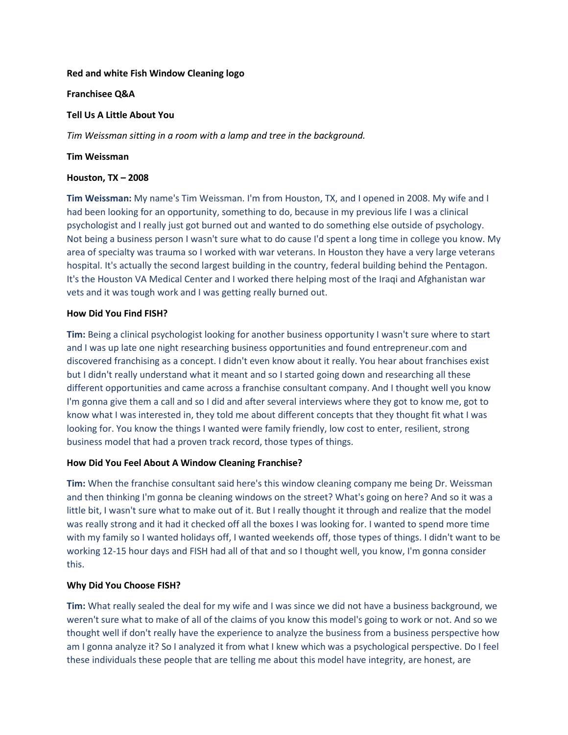**Red and white Fish Window Cleaning logo**

**Franchisee Q&A**

## Tell Us A Little About You

*Tim Weissman sitting in a room with a lamp and tree in the background.*

**Tim Weissman**

**Houston, TX – 2008**

**Tim Weissman:** My name's Tim Weissman. I'm from Houston, TX, and I opened in 2008. My wife and I had been looking for an opportunity, something to do, because in my previous life I was a clinical psychologist and I really just got burned out and wanted to do something else outside of psychology. Not being a business person I wasn't sure what to do cause I'd spent a long time in college you know. My area of specialty was trauma so I worked with war veterans. In Houston they have a very large veterans hospital. It's actually the second largest building in the country, federal building behind the Pentagon. It's the Houston VA Medical Center and I worked there helping most of the Iraqi and Afghanistan war vets and it was tough work and I was getting really burned out.

## How Did You Find FISH?

**Tim:** Being a clinical psychologist looking for another business opportunity I wasn't sure where to start and I was up late one night researching business opportunities and found entrepreneur.com and discovered franchising as a concept. I didn't even know about it really. You hear about franchises exist but I didn't really understand what it meant and so I started going down and researching all these different opportunities and came across a franchise consultant company. And I thought well you know I'm gonna give them a call and so I did and after several interviews where they got to know me, got to know what I was interested in, they told me about different concepts that they thought fit what I was looking for. You know the things I wanted were family friendly, low cost to enter, resilient, strong business model that had a proven track record, those types of things.

## How Did You Feel About A Window Cleaning Franchise?

**Tim:** When the franchise consultant said here's this window cleaning company me being Dr. Weissman and then thinking I'm gonna be cleaning windows on the street? What's going on here? And so it was a little bit, I wasn't sure what to make out of it. But I really thought it through and realize that the model was really strong and it had it checked off all the boxes I was looking for. I wanted to spend more time with my family so I wanted holidays off, I wanted weekends off, those types of things. I didn't want to be working 12-15 hour days and FISH had all of that and so I thought well, you know, I'm gonna consider this.

## Why Did You Choose FISH?

**Tim:** What really sealed the deal for my wife and I was since we did not have a business background, we weren't sure what to make of all of the claims of you know this model's going to work or not. And so we thought well if don't really have the experience to analyze the business from a business perspective how am I gonna analyze it? So I analyzed it from what I knew which was a psychological perspective. Do I feel these individuals these people that are telling me about this model have integrity, are honest, are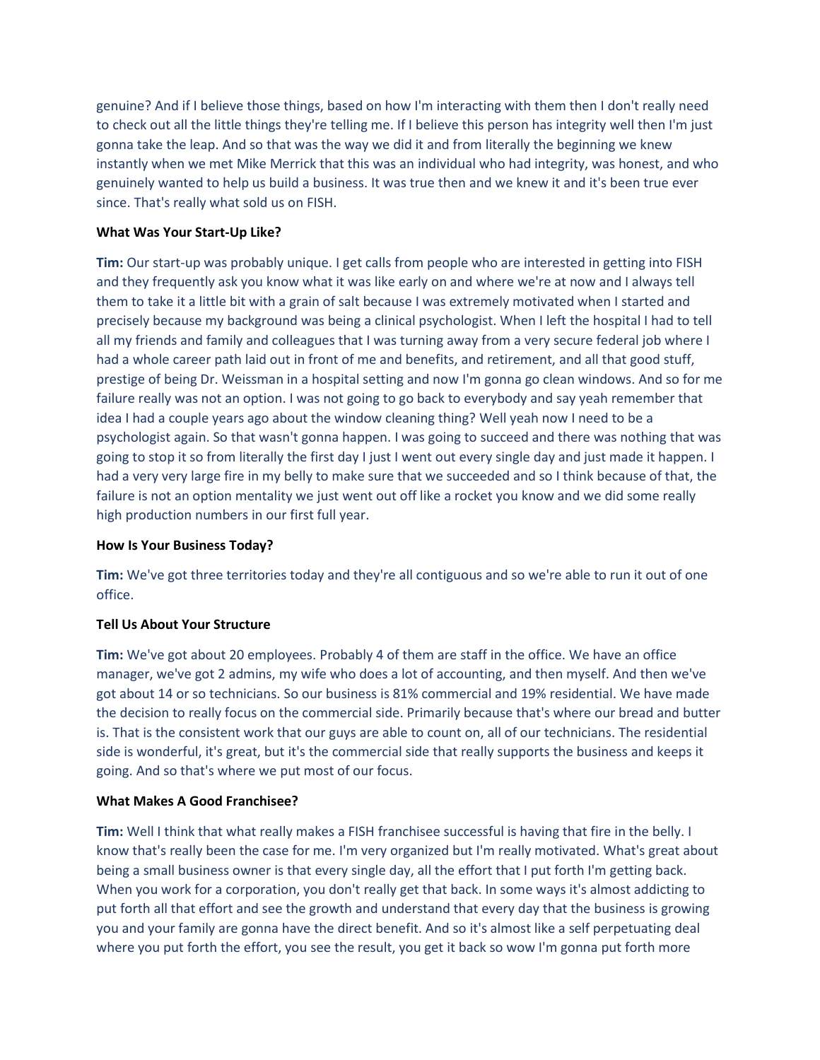genuine? And if I believe those things, based on how I'm interacting with them then I don't really need to check out all the little things they're telling me. If I believe this person has integrity well then I'm just gonna take the leap. And so that was the way we did it and from literally the beginning we knew instantly when we met Mike Merrick that this was an individual who had integrity, was honest, and who genuinely wanted to help us build a business. It was true then and we knew it and it's been true ever since. That's really what sold us on FISH.

**What Was Your Start-Up Like?**

**Tim:** Our start-up was probably unique. I get calls from people who are interested in getting into FISH and they frequently ask you know what it was like early on and where we're at now and I always tell them to take it a little bit with a grain of salt because I was extremely motivated when I started and precisely because my background was being a clinical psychologist. When I left the hospital I had to tell all my friends and family and colleagues that I was turning away from a very secure federal job where I had a whole career path laid out in front of me and benefits, and retirement, and all that good stuff, prestige of being Dr. Weissman in a hospital setting and now I'm gonna go clean windows. And so for me failure really was not an option. I was not going to go back to everybody and say yeah remember that idea I had a couple years ago about the window cleaning thing? Well yeah now I need to be a psychologist again. So that wasn't gonna happen. I was going to succeed and there was nothing that was going to stop it so from literally the first day I just I went out every single day and just made it happen. I had a very very large fire in my belly to make sure that we succeeded and so I think because of that, the failure is not an option mentality we just went out off like a rocket you know and we did some really high production numbers in our first full year.

**How Is Your Business Today?**

**Tim:** We've got three territories today and they're all contiguous and so we're able to run it out of one office.

**Tell Us About Your Structure**

**Tim:** We've got about 20 employees. Probably 4 of them are staff in the office. We have an office manager, we've got 2 admins, my wife who does a lot of accounting, and then myself. And then we've got about 14 or so technicians. So our business is 81% commercial and 19% residential. We have made the decision to really focus on the commercial side. Primarily because that's where our bread and butter is. That is the consistent work that our guys are able to count on, all of our technicians. The residential side is wonderful, it's great, but it's the commercial side that really supports the business and keeps it going. And so that's where we put most of our focus.

**What Makes A Good Franchisee?**

**Tim:** Well I think that what really makes a FISH franchisee successful is having that fire in the belly. I know that's really been the case for me. I'm very organized but I'm really motivated. What's great about being a small business owner is that every single day, all the effort that I put forth I'm getting back. When you work for a corporation, you don't really get that back. In some ways it's almost addicting to put forth all that effort and see the growth and understand that every day that the business is growing you and your family are gonna have the direct benefit. And so it's almost like a self perpetuating deal where you put forth the effort, you see the result, you get it back so wow I'm gonna put forth more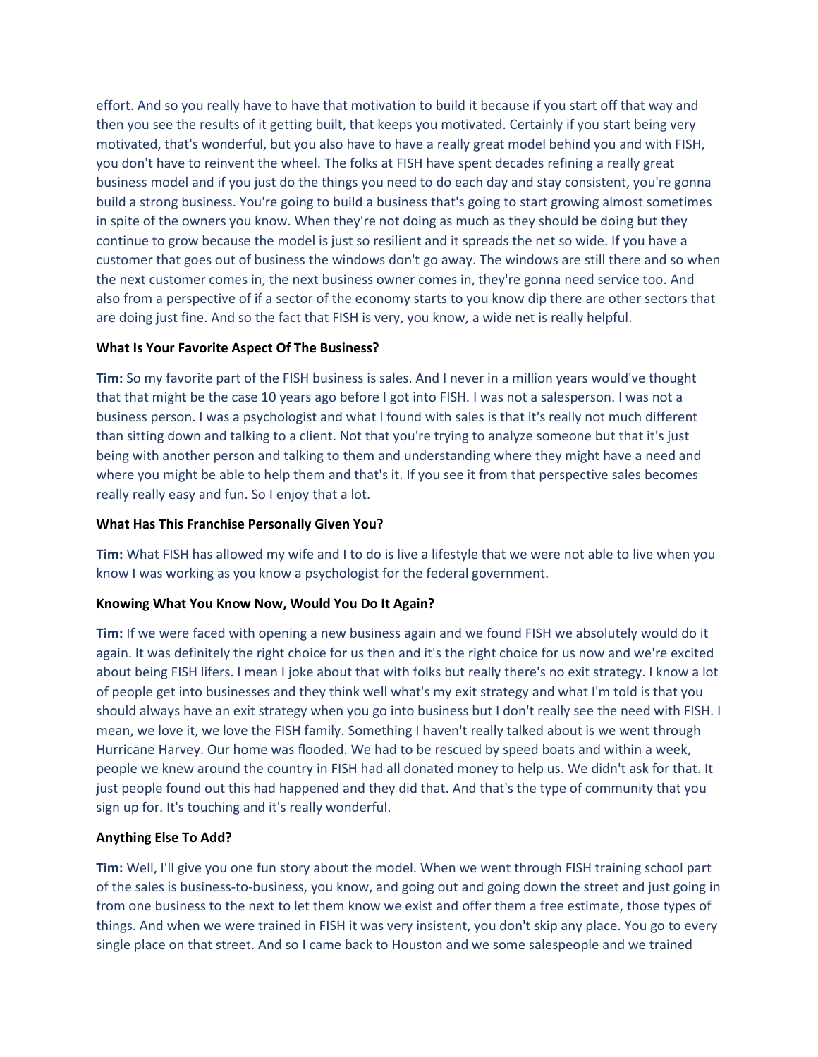effort. And so you really have to have that motivation to build it because if you start off that way and then you see the results of it getting built, that keeps you motivated. Certainly if you start being very motivated, that's wonderful, but you also have to have a really great model behind you and with FISH, you don't have to reinvent the wheel. The folks at FISH have spent decades refining a really great business model and if you just do the things you need to do each day and stay consistent, you're gonna build a strong business. You're going to build a business that's going to start growing almost sometimes in spite of the owners you know. When they're not doing as much as they should be doing but they continue to grow because the model is just so resilient and it spreads the net so wide. If you have a customer that goes out of business the windows don't go away. The windows are still there and so when the next customer comes in, the next business owner comes in, they're gonna need service too. And also from a perspective of if a sector of the economy starts to you know dip there are other sectors that are doing just fine. And so the fact that FISH is very, you know, a wide net is really helpful.

**What Is Your Favorite Aspect Of The Business?**

**Tim:** So my favorite part of the FISH business is sales. And I never in a million years would've thought that that might be the case 10 years ago before I got into FISH. I was not a salesperson. I was not a business person. I was a psychologist and what I found with sales is that it's really not much different than sitting down and talking to a client. Not that you're trying to analyze someone but that it's just being with another person and talking to them and understanding where they might have a need and where you might be able to help them and that's it. If you see it from that perspective sales becomes really really easy and fun. So I enjoy that a lot.

**What Has This Franchise Personally Given You?**

**Tim:** What FISH has allowed my wife and I to do is live a lifestyle that we were not able to live when you know I was working as you know a psychologist for the federal government.

**Knowing What You Know Now, Would You Do It Again?**

**Tim:** If we were faced with opening a new business again and we found FISH we absolutely would do it again. It was definitely the right choice for us then and it's the right choice for us now and we're excited about being FISH lifers. I mean I joke about that with folks but really there's no exit strategy. I know a lot of people get into businesses and they think well what's my exit strategy and what I'm told is that you should always have an exit strategy when you go into business but I don't really see the need with FISH. I mean, we love it, we love the FISH family. Something I haven't really talked about is we went through Hurricane Harvey. Our home was flooded. We had to be rescued by speed boats and within a week, people we knew around the country in FISH had all donated money to help us. We didn't ask for that. It just people found out this had happened and they did that. And that's the type of community that you sign up for. It's touching and it's really wonderful.

**Anything Else To Add?**

**Tim:** Well, I'll give you one fun story about the model. When we went through FISH training school part of the sales is business-to-business, you know, and going out and going down the street and just going in from one business to the next to let them know we exist and offer them a free estimate, those types of things. And when we were trained in FISH it was very insistent, you don't skip any place. You go to every single place on that street. And so I came back to Houston and we some salespeople and we trained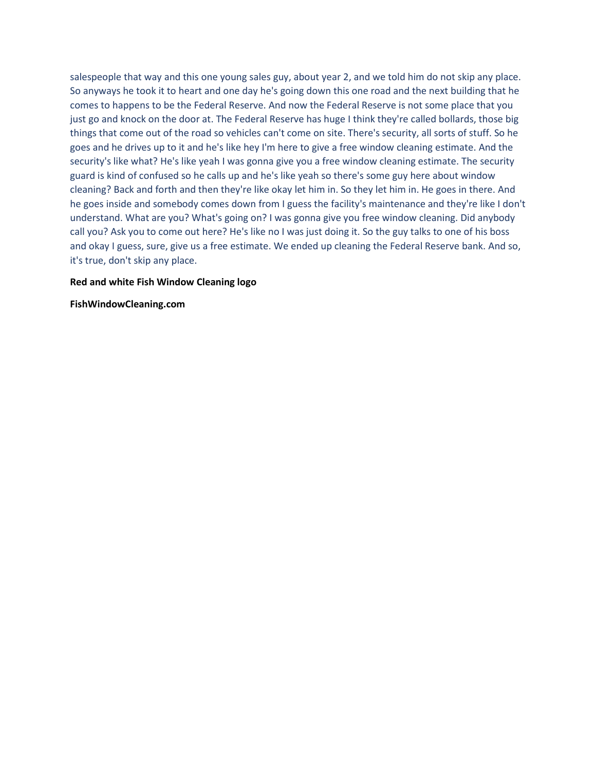salespeople that way and this one young sales guy, about year 2, and we told him do not skip any place. So anyways he took it to heart and one day he's going down this one road and the next building that he comes to happens to be the Federal Reserve. And now the Federal Reserve is not some place that you just go and knock on the door at. The Federal Reserve has huge I think they're called bollards, those big things that come out of the road so vehicles can't come on site. There's security, all sorts of stuff. So he goes and he drives up to it and he's like hey I'm here to give a free window cleaning estimate. And the security's like what? He's like yeah I was gonna give you a free window cleaning estimate. The security guard is kind of confused so he calls up and he's like yeah so there's some guy here about window cleaning? Back and forth and then they're like okay let him in. So they let him in. He goes in there. And he goes inside and somebody comes down from I guess the facility's maintenance and they're like I don't understand. What are you? What's going on? I was gonna give you free window cleaning. Did anybody call you? Ask you to come out here? He's like no I was just doing it. So the guy talks to one of his boss and okay I guess, sure, give us a free estimate. We ended up cleaning the Federal Reserve bank. And so, it's true, don't skip any place.

**Red and white Fish Window Cleaning logo**

**FishWindowCleaning.com**